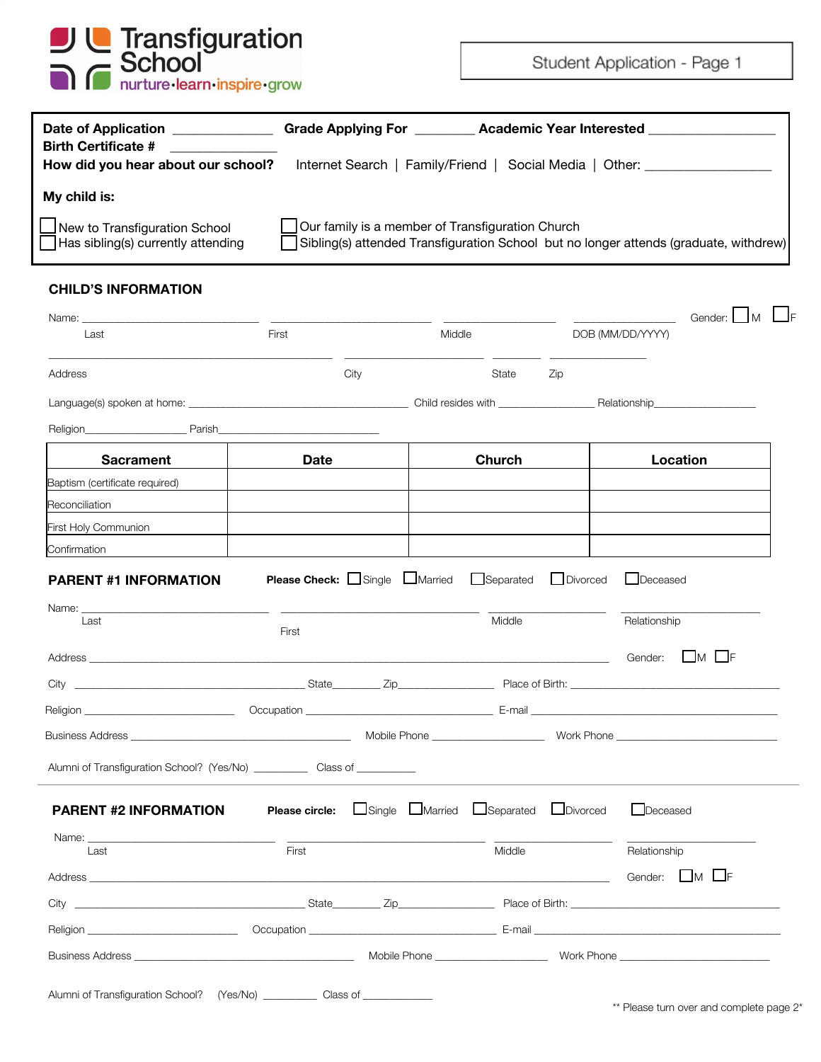# Transfiguration School

nurture·learn·inspire·grow

**Student Application - Page 1**

**Date of Application** ______________ **Grade Applying For** ________ **Academic Year Interested** __________________

**Birth Certificate #** _______________

**How did you hear about our school?** Internet Search | Family/Friend | Social Media | Other: __________________

**My child is:**

- ☐ New to Transfiguration School
- ☐ Has sibling(s) currently attending
- ☐ Our family is a member of Transfiguration Church
- ☐ Sibling(s) attended Transfiguration School but no longer attends (graduate, withdrew)

## CHILD'S INFORMATION

Name: ______________________ ______________________ ______________________ ______________________ Gender: ☐M ☐F

Last First Middle DOB (MM/DD/YYYY)

______________________________________ ______________________ ________ ______________

Address City State Zip

Language(s) spoken at home: ____________________________________ Child resides with ________________ Relationship__________________

Religion__________________ Parish______________________________

| Sacrament | Date | Church | Location |
|---|---|---|---|
| Baptism (certificate required) | | | |
| Reconciliation | | | |
| First Holy Communion | | | |
| Confirmation | | | |

## PARENT #1 INFORMATION

**Please Check:** ☐Single ☐Married ☐Separated ☐Divorced ☐Deceased

Name: ______________________ ______________________ ______________________ ______________________

Last First Middle Relationship

Address ____________________________________________________________________ Gender: ☐M ☐F

City ______________________________ State________ Zip______________ Place of Birth: ______________________________

Religion ________________________ Occupation ______________________________ E-mail ______________________________

Business Address ____________________________________ Mobile Phone __________________ Work Phone __________________________

Alumni of Transfiguration School? (Yes/No) _________ Class of __________

## PARENT #2 INFORMATION

**Please circle:** ☐Single ☐Married ☐Separated ☐Divorced ☐Deceased

Name: ______________________ ______________________ ______________________ ______________________

Last First Middle Relationship

Address ____________________________________________________________________ Gender: ☐M ☐F

City ______________________________ State________ Zip______________ Place of Birth: ______________________________

Religion ________________________ Occupation ______________________________ E-mail ______________________________

Business Address ____________________________________ Mobile Phone __________________ Work Phone __________________________

Alumni of Transfiguration School? (Yes/No) _________ Class of ____________

** Please turn over and complete page 2*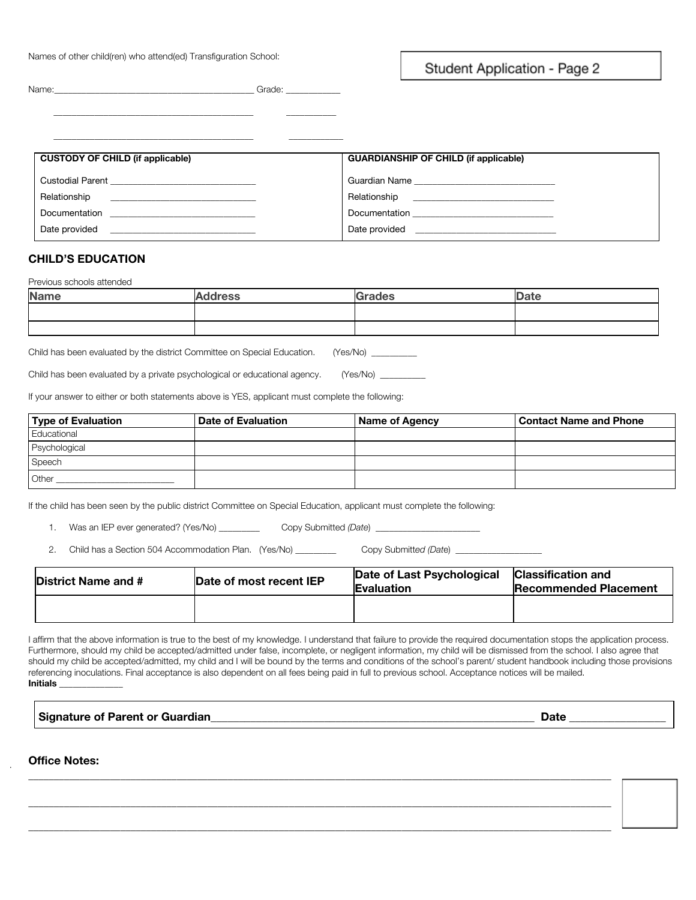Names of other child(ren) who attend(ed) Transfiguration School:

**Student Application - Page 2**

Name:__________________________________________ Grade: ___________

__________________________________________ ___________

__________________________________________ ___________

| CUSTODY OF CHILD (if applicable) | GUARDIANSHIP OF CHILD (if applicable) |
|---|---|
| Custodial Parent ______________________________ | Guardian Name ______________________________ |
| Relationship ______________________________ | Relationship ______________________________ |
| Documentation ______________________________ | Documentation ______________________________ |
| Date provided ______________________________ | Date provided ______________________________ |

## CHILD'S EDUCATION

Previous schools attended

| Name | Address | Grades | Date |
|---|---|---|---|
| | | | |
| | | | |

Child has been evaluated by the district Committee on Special Education. (Yes/No) __________

Child has been evaluated by a private psychological or educational agency. (Yes/No) __________

If your answer to either or both statements above is YES, applicant must complete the following:

| Type of Evaluation | Date of Evaluation | Name of Agency | Contact Name and Phone |
|---|---|---|---|
| Educational | | | |
| Psychological | | | |
| Speech | | | |
| Other ________________________ | | | |

If the child has been seen by the public district Committee on Special Education, applicant must complete the following:

1. Was an IEP ever generated? (Yes/No) _________ Copy Submitted *(Date)* ______________________
2. Child has a Section 504 Accommodation Plan. (Yes/No) _________ Copy Submitt*ed (Dat*e) __________________

| District Name and # | Date of most recent IEP | Date of Last Psychological Evaluation | Classification and Recommended Placement |
|---|---|---|---|
| | | | |

I affirm that the above information is true to the best of my knowledge. I understand that failure to provide the required documentation stops the application process. Furthermore, should my child be accepted/admitted under false, incomplete, or negligent information, my child will be dismissed from the school. I also agree that should my child be accepted/admitted, my child and I will be bound by the terms and conditions of the school's parent/ student handbook including those provisions referencing inoculations. Final acceptance is also dependent on all fees being paid in full to previous school. Acceptance notices will be mailed.
**Initials** _____________

**Signature of Parent or Guardian**________________________________________________________ **Date** ________________

**Office Notes:**

____________________________________________________________________________________________________

____________________________________________________________________________________________________

____________________________________________________________________________________________________